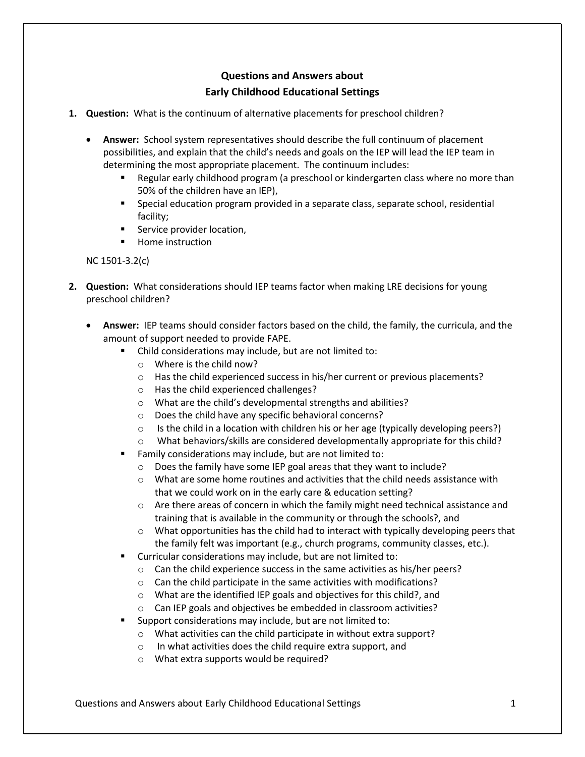# Questions and Answers about
# Early Childhood Educational Settings

1. **Question:** What is the continuum of alternative placements for preschool children?

   - **Answer:** School system representatives should describe the full continuum of placement possibilities, and explain that the child's needs and goals on the IEP will lead the IEP team in determining the most appropriate placement. The continuum includes:
     - Regular early childhood program (a preschool or kindergarten class where no more than 50% of the children have an IEP),
     - Special education program provided in a separate class, separate school, residential facility;
     - Service provider location,
     - Home instruction

   NC 1501-3.2(c)

2. **Question:** What considerations should IEP teams factor when making LRE decisions for young preschool children?

   - **Answer:** IEP teams should consider factors based on the child, the family, the curricula, and the amount of support needed to provide FAPE.
     - Child considerations may include, but are not limited to:
       - Where is the child now?
       - Has the child experienced success in his/her current or previous placements?
       - Has the child experienced challenges?
       - What are the child's developmental strengths and abilities?
       - Does the child have any specific behavioral concerns?
       - Is the child in a location with children his or her age (typically developing peers?)
       - What behaviors/skills are considered developmentally appropriate for this child?
     - Family considerations may include, but are not limited to:
       - Does the family have some IEP goal areas that they want to include?
       - What are some home routines and activities that the child needs assistance with that we could work on in the early care & education setting?
       - Are there areas of concern in which the family might need technical assistance and training that is available in the community or through the schools?, and
       - What opportunities has the child had to interact with typically developing peers that the family felt was important (e.g., church programs, community classes, etc.).
     - Curricular considerations may include, but are not limited to:
       - Can the child experience success in the same activities as his/her peers?
       - Can the child participate in the same activities with modifications?
       - What are the identified IEP goals and objectives for this child?, and
       - Can IEP goals and objectives be embedded in classroom activities?
     - Support considerations may include, but are not limited to:
       - What activities can the child participate in without extra support?
       - In what activities does the child require extra support, and
       - What extra supports would be required?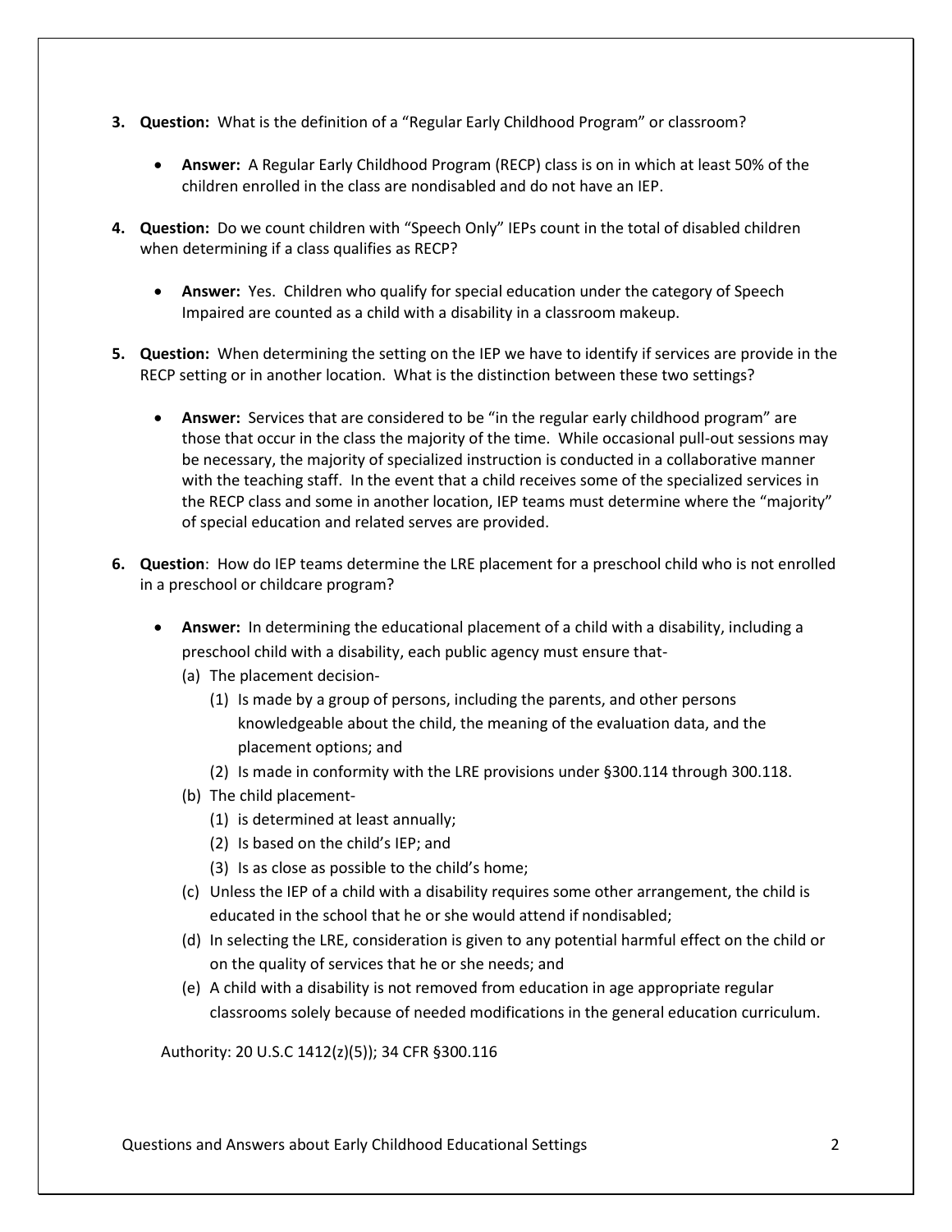3. **Question:** What is the definition of a "Regular Early Childhood Program" or classroom?

    - **Answer:** A Regular Early Childhood Program (RECP) class is on in which at least 50% of the children enrolled in the class are nondisabled and do not have an IEP.

4. **Question:** Do we count children with "Speech Only" IEPs count in the total of disabled children when determining if a class qualifies as RECP?

    - **Answer:** Yes. Children who qualify for special education under the category of Speech Impaired are counted as a child with a disability in a classroom makeup.

5. **Question:** When determining the setting on the IEP we have to identify if services are provide in the RECP setting or in another location. What is the distinction between these two settings?

    - **Answer:** Services that are considered to be "in the regular early childhood program" are those that occur in the class the majority of the time. While occasional pull-out sessions may be necessary, the majority of specialized instruction is conducted in a collaborative manner with the teaching staff. In the event that a child receives some of the specialized services in the RECP class and some in another location, IEP teams must determine where the "majority" of special education and related serves are provided.

6. **Question**: How do IEP teams determine the LRE placement for a preschool child who is not enrolled in a preschool or childcare program?

    - **Answer:** In determining the educational placement of a child with a disability, including a preschool child with a disability, each public agency must ensure that-
        - (a) The placement decision-
            - (1) Is made by a group of persons, including the parents, and other persons knowledgeable about the child, the meaning of the evaluation data, and the placement options; and
            - (2) Is made in conformity with the LRE provisions under §300.114 through 300.118.
        - (b) The child placement-
            - (1) is determined at least annually;
            - (2) Is based on the child's IEP; and
            - (3) Is as close as possible to the child's home;
        - (c) Unless the IEP of a child with a disability requires some other arrangement, the child is educated in the school that he or she would attend if nondisabled;
        - (d) In selecting the LRE, consideration is given to any potential harmful effect on the child or on the quality of services that he or she needs; and
        - (e) A child with a disability is not removed from education in age appropriate regular classrooms solely because of needed modifications in the general education curriculum.

    Authority: 20 U.S.C 1412(z)(5)); 34 CFR §300.116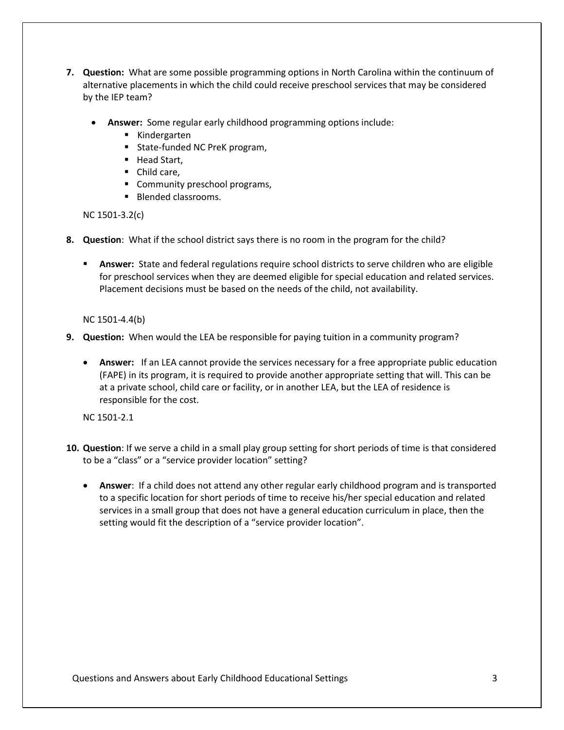7. **Question:** What are some possible programming options in North Carolina within the continuum of alternative placements in which the child could receive preschool services that may be considered by the IEP team?

    - **Answer:** Some regular early childhood programming options include:
        - Kindergarten
        - State-funded NC PreK program,
        - Head Start,
        - Child care,
        - Community preschool programs,
        - Blended classrooms.

    NC 1501-3.2(c)

8. **Question**: What if the school district says there is no room in the program for the child?

    - **Answer:** State and federal regulations require school districts to serve children who are eligible for preschool services when they are deemed eligible for special education and related services. Placement decisions must be based on the needs of the child, not availability.

    NC 1501-4.4(b)

9. **Question:** When would the LEA be responsible for paying tuition in a community program?

    - **Answer:** If an LEA cannot provide the services necessary for a free appropriate public education (FAPE) in its program, it is required to provide another appropriate setting that will. This can be at a private school, child care or facility, or in another LEA, but the LEA of residence is responsible for the cost.

    NC 1501-2.1

10. **Question**: If we serve a child in a small play group setting for short periods of time is that considered to be a "class" or a "service provider location" setting?

    - **Answer**: If a child does not attend any other regular early childhood program and is transported to a specific location for short periods of time to receive his/her special education and related services in a small group that does not have a general education curriculum in place, then the setting would fit the description of a "service provider location".